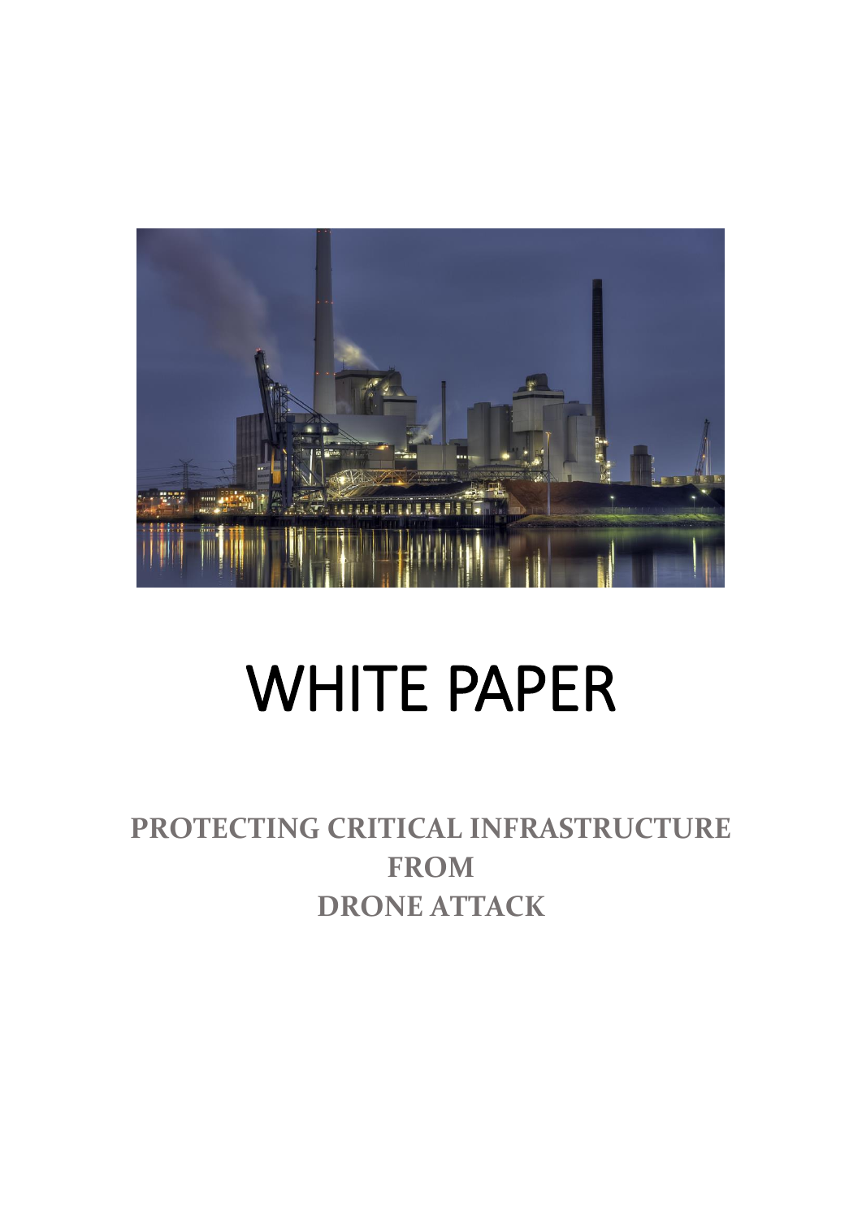# WHITE PAPER

## PROTECTING CRITICAL INFRASTRUCTURE FROM DRONE ATTACK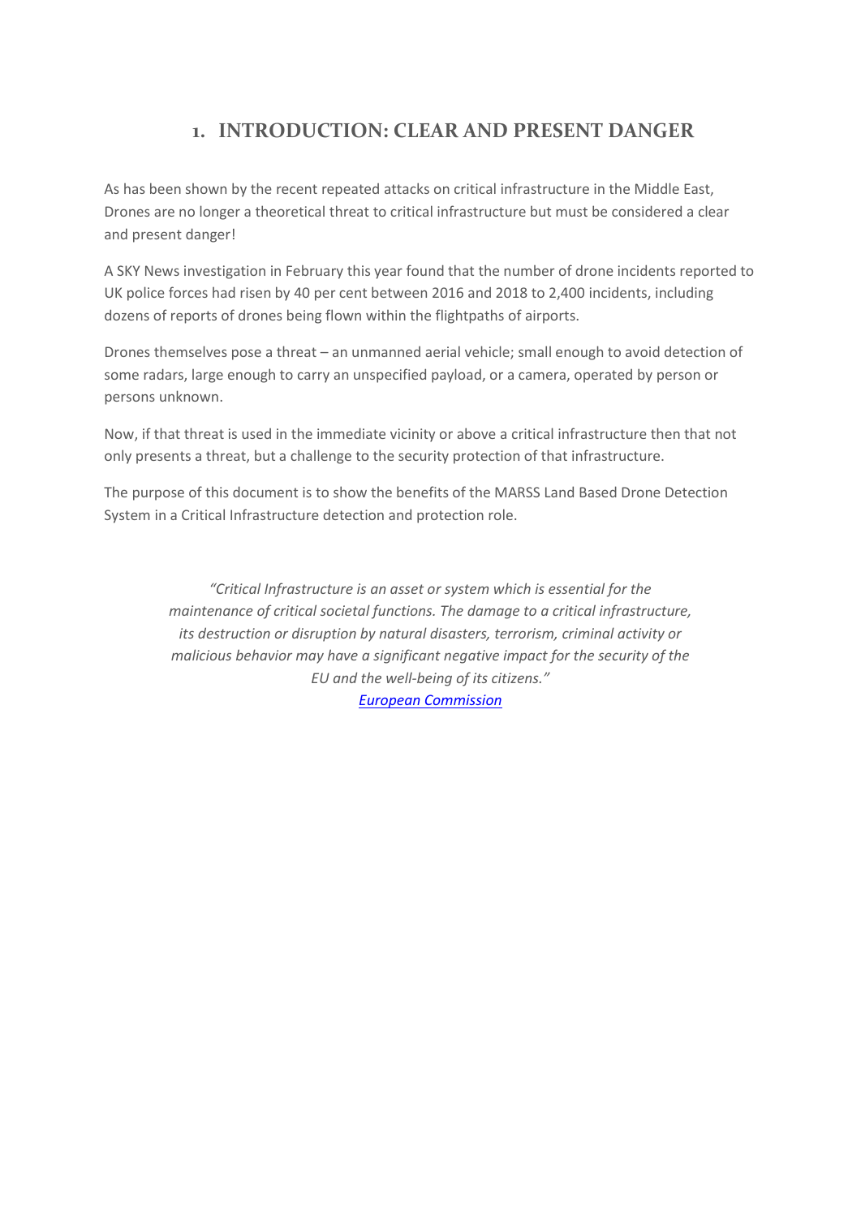# 1. INTRODUCTION: CLEAR AND PRESENT DANGER

As has been shown by the recent repeated attacks on critical infrastructure in the Middle East, Drones are no longer a theoretical threat to critical infrastructure but must be considered a clear and present danger!

A SKY News investigation in February this year found that the number of drone incidents reported to UK police forces had risen by 40 per cent between 2016 and 2018 to 2,400 incidents, including dozens of reports of drones being flown within the flightpaths of airports.

Drones themselves pose a threat – an unmanned aerial vehicle; small enough to avoid detection of some radars, large enough to carry an unspecified payload, or a camera, operated by person or persons unknown.

Now, if that threat is used in the immediate vicinity or above a critical infrastructure then that not only presents a threat, but a challenge to the security protection of that infrastructure.

The purpose of this document is to show the benefits of the MARSS Land Based Drone Detection System in a Critical Infrastructure detection and protection role.

> *"Critical Infrastructure is an asset or system which is essential for the maintenance of critical societal functions. The damage to a critical infrastructure, its destruction or disruption by natural disasters, terrorism, criminal activity or malicious behavior may have a significant negative impact for the security of the EU and the well-being of its citizens."*
>
> European Commission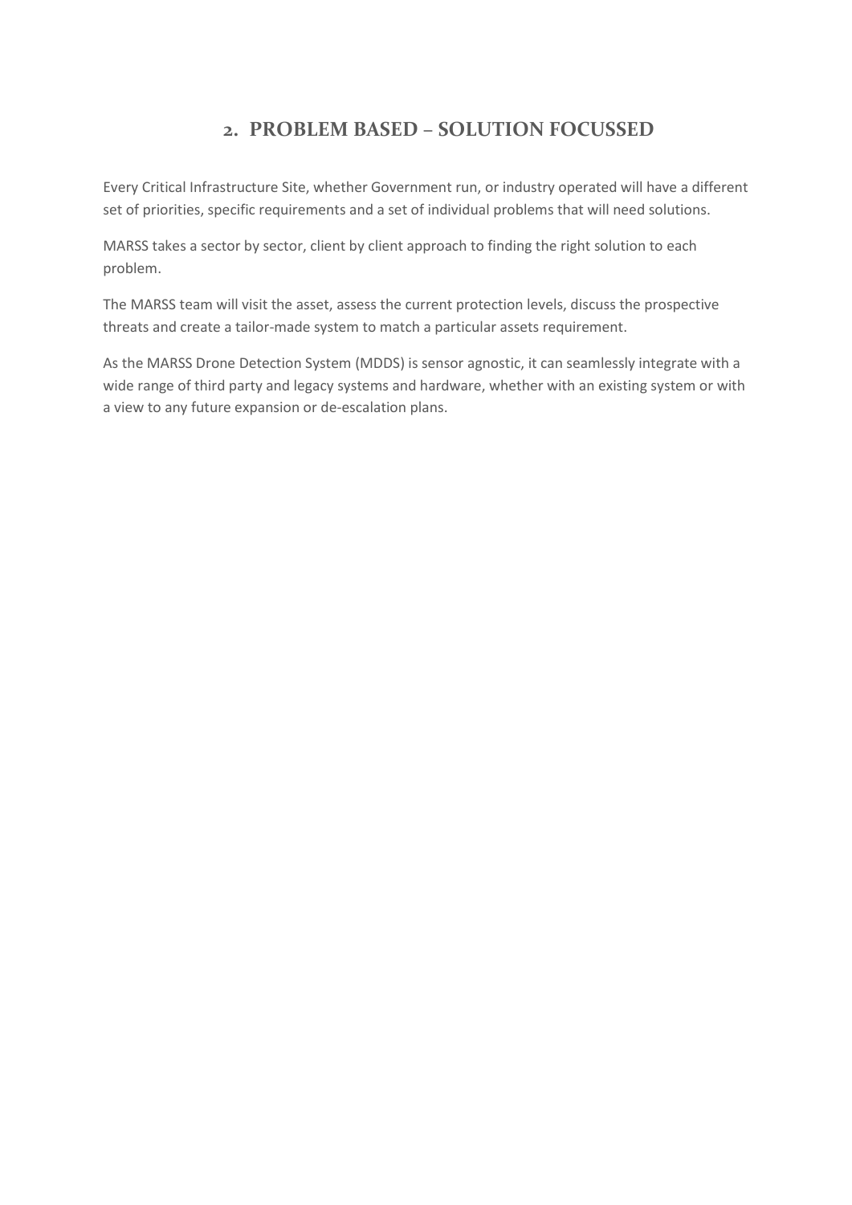## 2. PROBLEM BASED – SOLUTION FOCUSSED

Every Critical Infrastructure Site, whether Government run, or industry operated will have a different set of priorities, specific requirements and a set of individual problems that will need solutions.

MARSS takes a sector by sector, client by client approach to finding the right solution to each problem.

The MARSS team will visit the asset, assess the current protection levels, discuss the prospective threats and create a tailor-made system to match a particular assets requirement.

As the MARSS Drone Detection System (MDDS) is sensor agnostic, it can seamlessly integrate with a wide range of third party and legacy systems and hardware, whether with an existing system or with a view to any future expansion or de-escalation plans.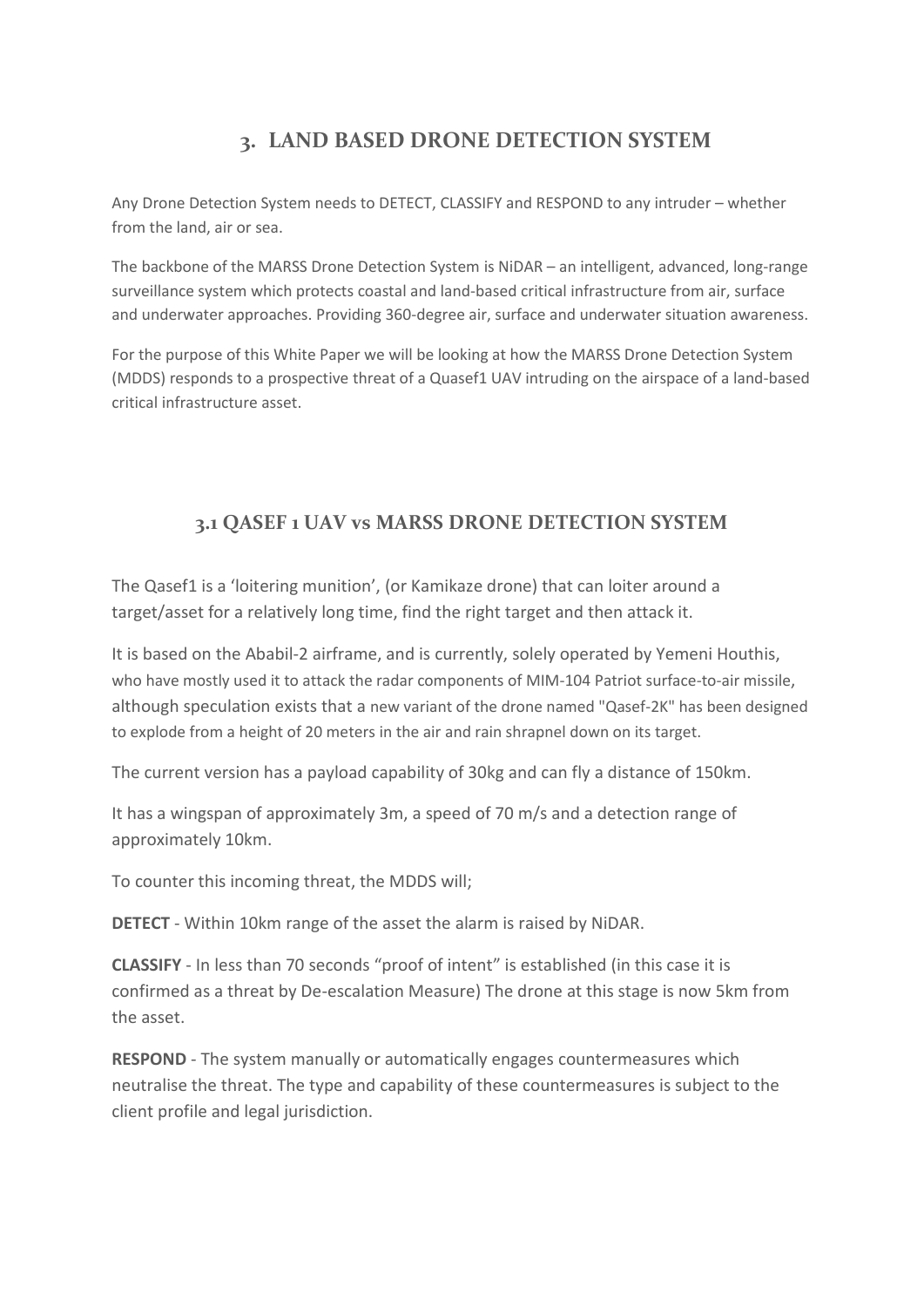## 3. LAND BASED DRONE DETECTION SYSTEM

Any Drone Detection System needs to DETECT, CLASSIFY and RESPOND to any intruder – whether from the land, air or sea.

The backbone of the MARSS Drone Detection System is NiDAR – an intelligent, advanced, long-range surveillance system which protects coastal and land-based critical infrastructure from air, surface and underwater approaches. Providing 360-degree air, surface and underwater situation awareness.

For the purpose of this White Paper we will be looking at how the MARSS Drone Detection System (MDDS) responds to a prospective threat of a Quasef1 UAV intruding on the airspace of a land-based critical infrastructure asset.

### 3.1 QASEF 1 UAV vs MARSS DRONE DETECTION SYSTEM

The Qasef1 is a 'loitering munition', (or Kamikaze drone) that can loiter around a target/asset for a relatively long time, find the right target and then attack it.

It is based on the Ababil-2 airframe, and is currently, solely operated by Yemeni Houthis, who have mostly used it to attack the radar components of MIM-104 Patriot surface-to-air missile, although speculation exists that a new variant of the drone named "Qasef-2K" has been designed to explode from a height of 20 meters in the air and rain shrapnel down on its target.

The current version has a payload capability of 30kg and can fly a distance of 150km.

It has a wingspan of approximately 3m, a speed of 70 m/s and a detection range of approximately 10km.

To counter this incoming threat, the MDDS will;

**DETECT** - Within 10km range of the asset the alarm is raised by NiDAR.

**CLASSIFY** - In less than 70 seconds "proof of intent" is established (in this case it is confirmed as a threat by De-escalation Measure) The drone at this stage is now 5km from the asset.

**RESPOND** - The system manually or automatically engages countermeasures which neutralise the threat. The type and capability of these countermeasures is subject to the client profile and legal jurisdiction.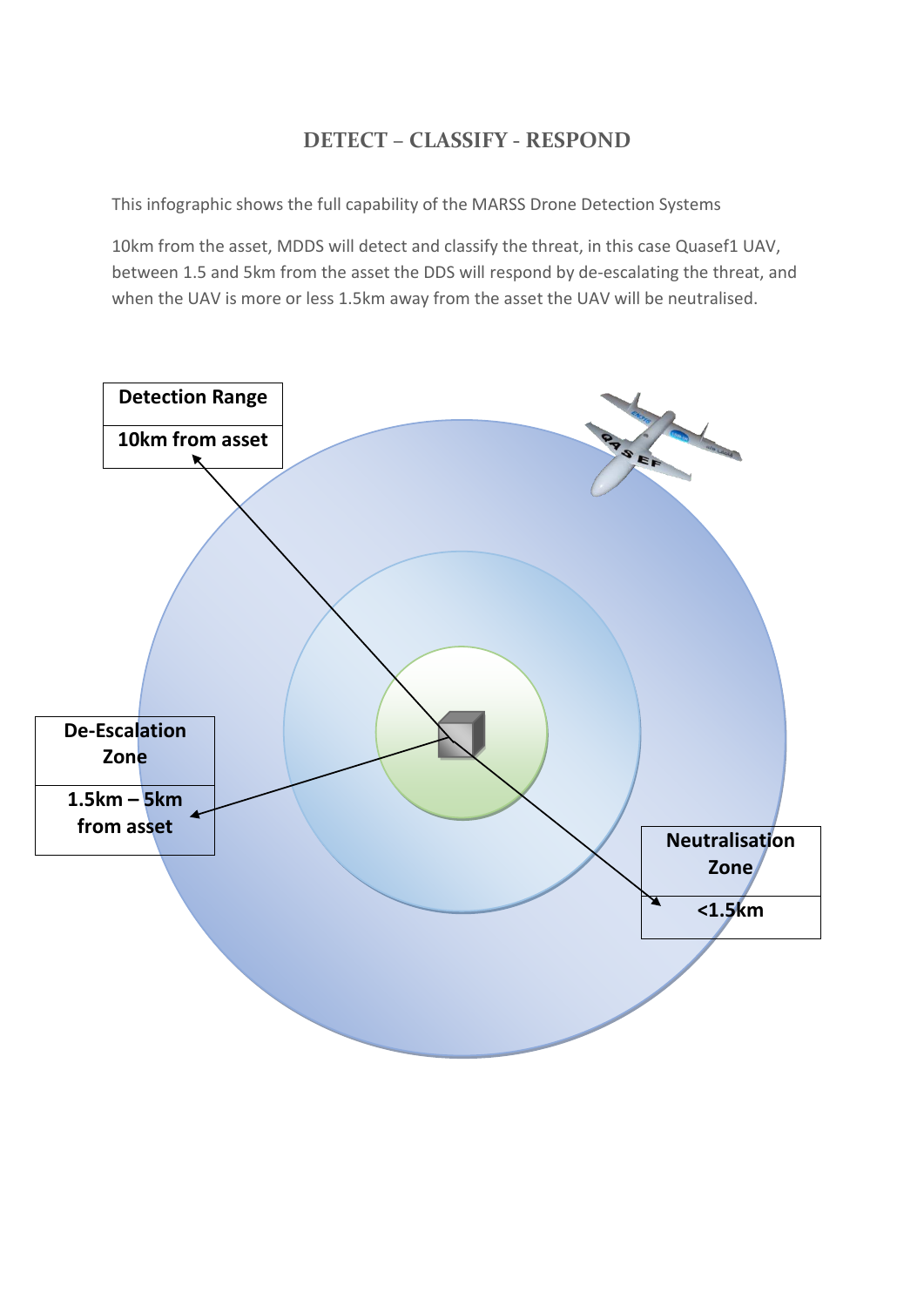## DETECT – CLASSIFY - RESPOND

This infographic shows the full capability of the MARSS Drone Detection Systems

10km from the asset, MDDS will detect and classify the threat, in this case Quasef1 UAV, between 1.5 and 5km from the asset the DDS will respond by de-escalating the threat, and when the UAV is more or less 1.5km away from the asset the UAV will be neutralised.

| Detection Range |
| --- |
| 10km from asset |

| De-Escalation Zone |
| --- |
| 1.5km – 5km from asset |

| Neutralisation Zone |
| --- |
| <1.5km |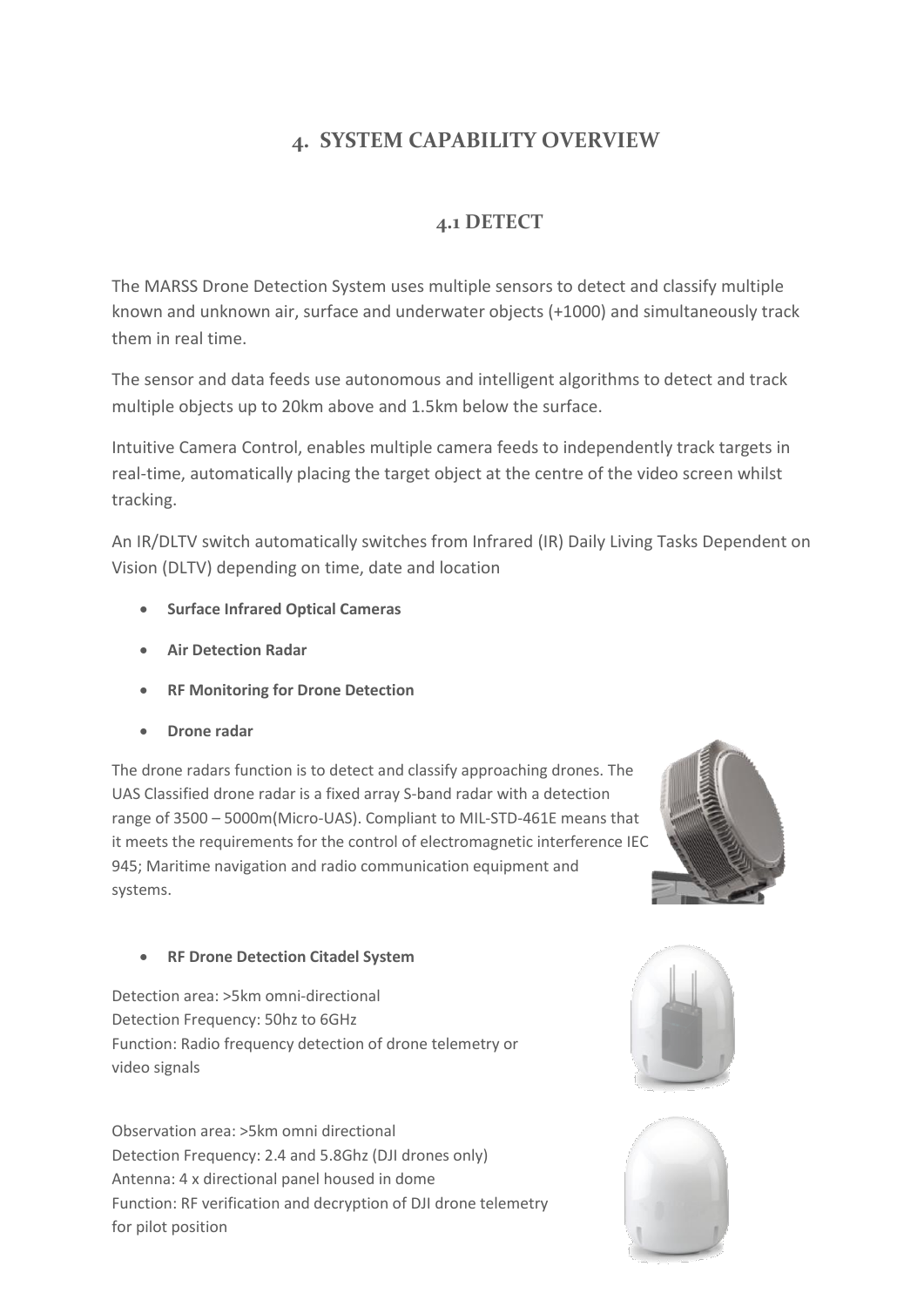## 4. SYSTEM CAPABILITY OVERVIEW

### 4.1 DETECT

The MARSS Drone Detection System uses multiple sensors to detect and classify multiple known and unknown air, surface and underwater objects (+1000) and simultaneously track them in real time.

The sensor and data feeds use autonomous and intelligent algorithms to detect and track multiple objects up to 20km above and 1.5km below the surface.

Intuitive Camera Control, enables multiple camera feeds to independently track targets in real-time, automatically placing the target object at the centre of the video screen whilst tracking.

An IR/DLTV switch automatically switches from Infrared (IR) Daily Living Tasks Dependent on Vision (DLTV) depending on time, date and location

- **Surface Infrared Optical Cameras**
- **Air Detection Radar**
- **RF Monitoring for Drone Detection**
- **Drone radar**

The drone radars function is to detect and classify approaching drones. The UAS Classified drone radar is a fixed array S-band radar with a detection range of 3500 – 5000m(Micro-UAS). Compliant to MIL-STD-461E means that it meets the requirements for the control of electromagnetic interference IEC 945; Maritime navigation and radio communication equipment and systems.

- **RF Drone Detection Citadel System**

Detection area: >5km omni-directional
Detection Frequency: 50hz to 6GHz
Function: Radio frequency detection of drone telemetry or video signals

Observation area: >5km omni directional
Detection Frequency: 2.4 and 5.8Ghz (DJI drones only)
Antenna: 4 x directional panel housed in dome
Function: RF verification and decryption of DJI drone telemetry for pilot position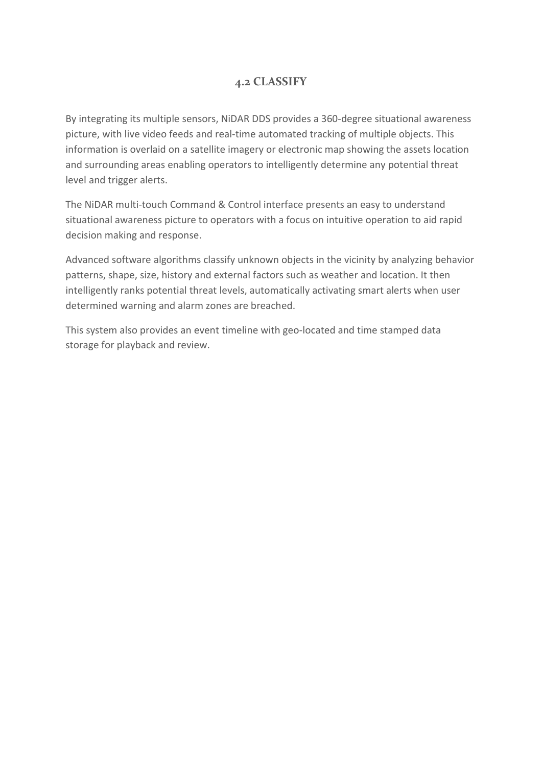## 4.2 CLASSIFY

By integrating its multiple sensors, NiDAR DDS provides a 360-degree situational awareness picture, with live video feeds and real-time automated tracking of multiple objects. This information is overlaid on a satellite imagery or electronic map showing the assets location and surrounding areas enabling operators to intelligently determine any potential threat level and trigger alerts.

The NiDAR multi-touch Command & Control interface presents an easy to understand situational awareness picture to operators with a focus on intuitive operation to aid rapid decision making and response.

Advanced software algorithms classify unknown objects in the vicinity by analyzing behavior patterns, shape, size, history and external factors such as weather and location. It then intelligently ranks potential threat levels, automatically activating smart alerts when user determined warning and alarm zones are breached.

This system also provides an event timeline with geo-located and time stamped data storage for playback and review.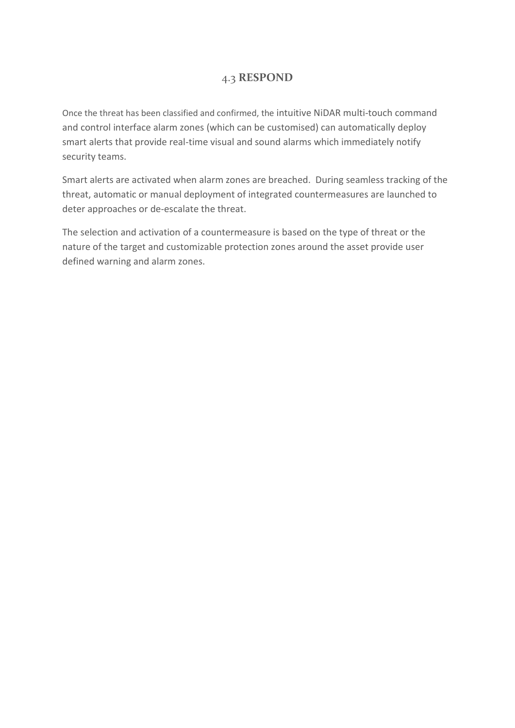## 4.3 RESPOND

Once the threat has been classified and confirmed, the intuitive NiDAR multi-touch command and control interface alarm zones (which can be customised) can automatically deploy smart alerts that provide real-time visual and sound alarms which immediately notify security teams.

Smart alerts are activated when alarm zones are breached. During seamless tracking of the threat, automatic or manual deployment of integrated countermeasures are launched to deter approaches or de-escalate the threat.

The selection and activation of a countermeasure is based on the type of threat or the nature of the target and customizable protection zones around the asset provide user defined warning and alarm zones.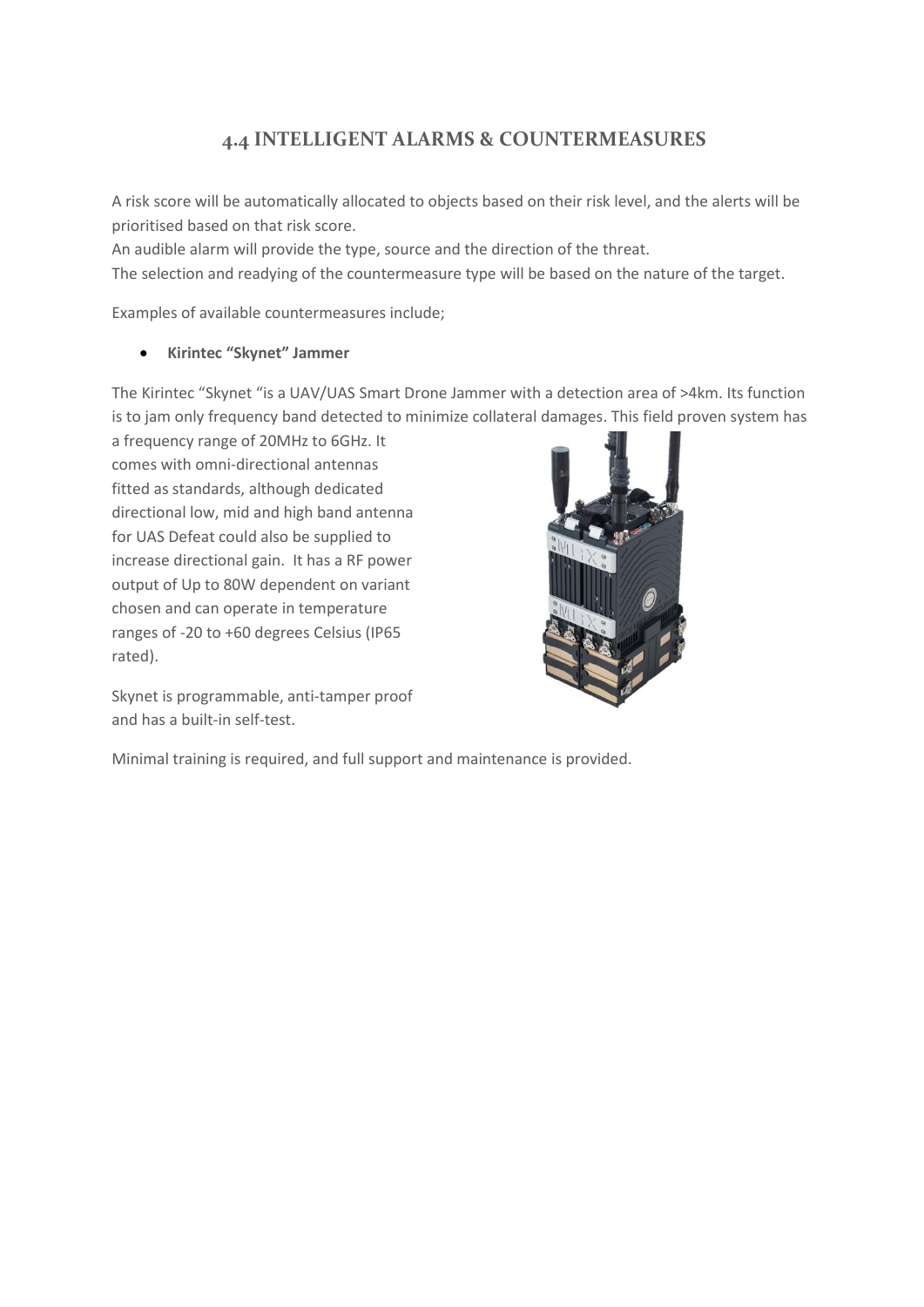## 4.4 INTELLIGENT ALARMS & COUNTERMEASURES

A risk score will be automatically allocated to objects based on their risk level, and the alerts will be prioritised based on that risk score.
An audible alarm will provide the type, source and the direction of the threat.
The selection and readying of the countermeasure type will be based on the nature of the target.

Examples of available countermeasures include;

- **Kirintec "Skynet" Jammer**

The Kirintec "Skynet "is a UAV/UAS Smart Drone Jammer with a detection area of >4km. Its function is to jam only frequency band detected to minimize collateral damages. This field proven system has a frequency range of 20MHz to 6GHz. It comes with omni-directional antennas fitted as standards, although dedicated directional low, mid and high band antenna for UAS Defeat could also be supplied to increase directional gain. It has a RF power output of Up to 80W dependent on variant chosen and can operate in temperature ranges of -20 to +60 degrees Celsius (IP65 rated).

Skynet is programmable, anti-tamper proof and has a built-in self-test.

Minimal training is required, and full support and maintenance is provided.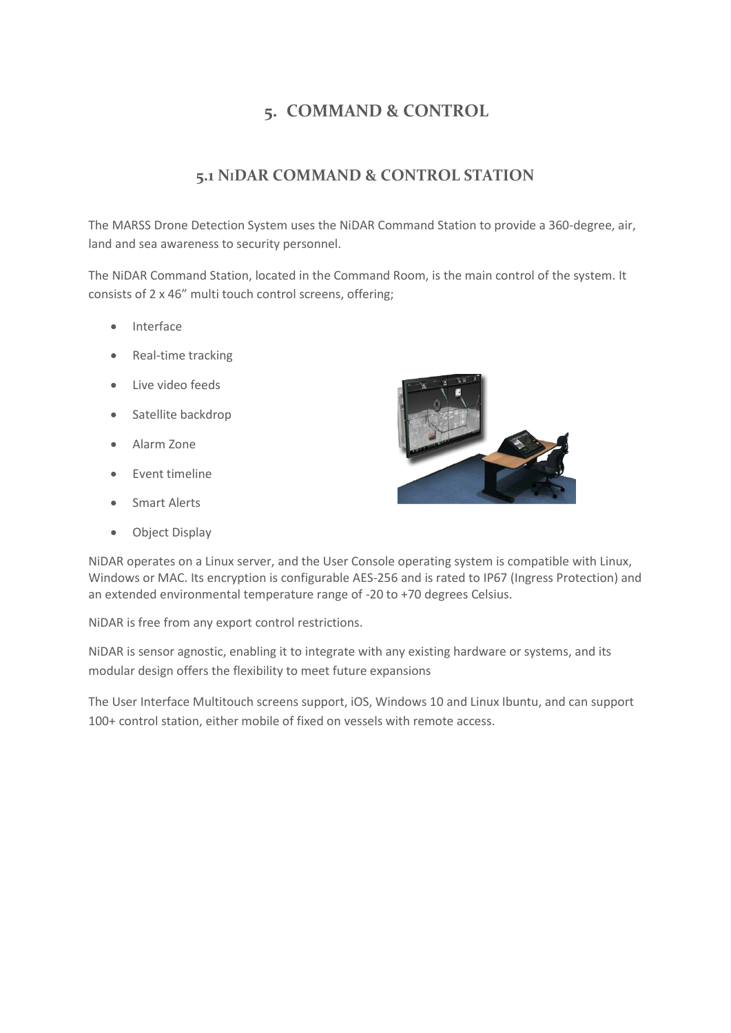# 5. COMMAND & CONTROL

## 5.1 NiDAR COMMAND & CONTROL STATION

The MARSS Drone Detection System uses the NiDAR Command Station to provide a 360-degree, air, land and sea awareness to security personnel.

The NiDAR Command Station, located in the Command Room, is the main control of the system. It consists of 2 x 46” multi touch control screens, offering;

- Interface
- Real-time tracking
- Live video feeds
- Satellite backdrop
- Alarm Zone
- Event timeline
- Smart Alerts
- Object Display

NiDAR operates on a Linux server, and the User Console operating system is compatible with Linux, Windows or MAC. Its encryption is configurable AES-256 and is rated to IP67 (Ingress Protection) and an extended environmental temperature range of -20 to +70 degrees Celsius.

NiDAR is free from any export control restrictions.

NiDAR is sensor agnostic, enabling it to integrate with any existing hardware or systems, and its modular design offers the flexibility to meet future expansions

The User Interface Multitouch screens support, iOS, Windows 10 and Linux Ibuntu, and can support 100+ control station, either mobile of fixed on vessels with remote access.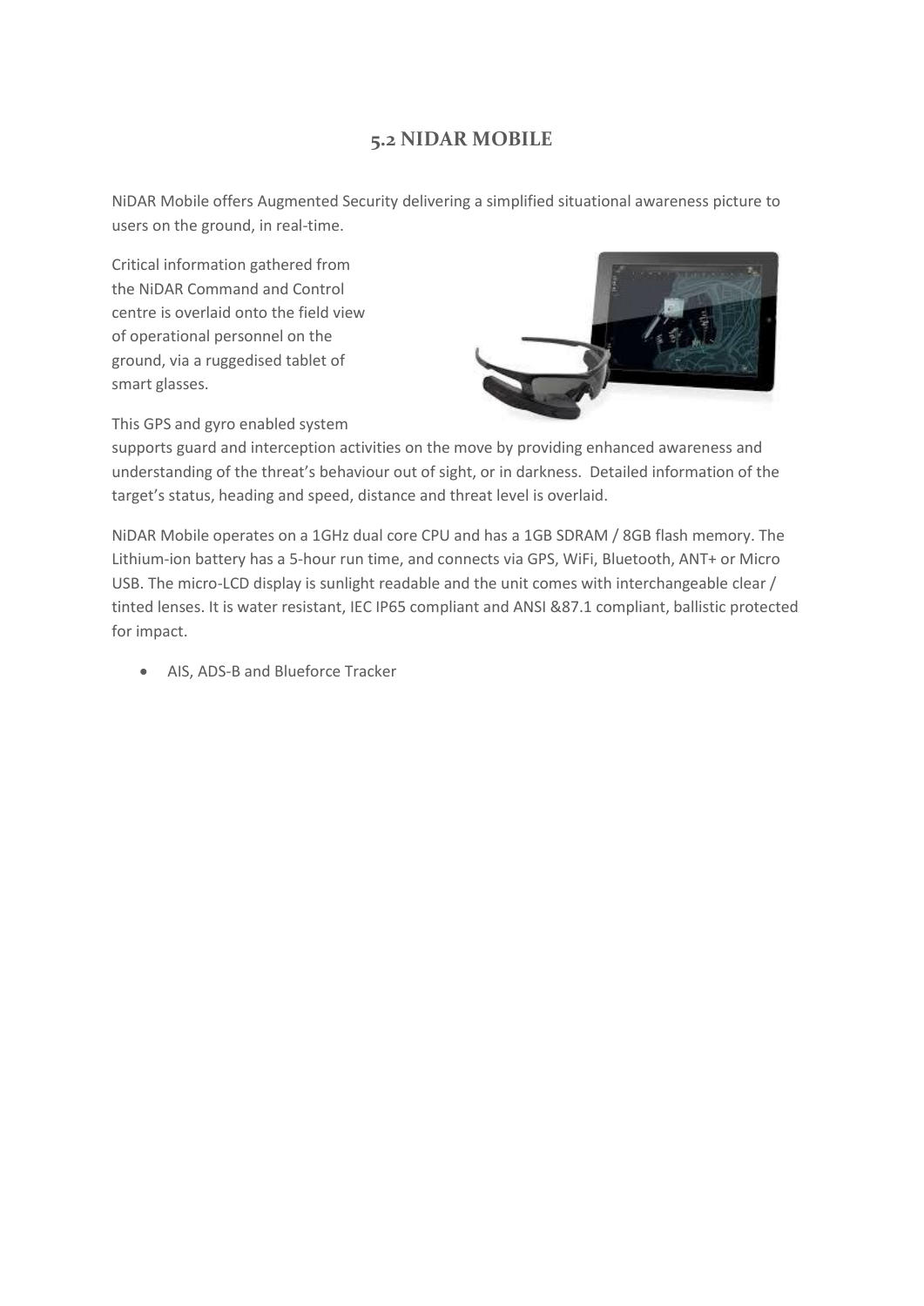## 5.2 NIDAR MOBILE

NiDAR Mobile offers Augmented Security delivering a simplified situational awareness picture to users on the ground, in real-time.

Critical information gathered from the NiDAR Command and Control centre is overlaid onto the field view of operational personnel on the ground, via a ruggedised tablet of smart glasses.

This GPS and gyro enabled system supports guard and interception activities on the move by providing enhanced awareness and understanding of the threat's behaviour out of sight, or in darkness. Detailed information of the target's status, heading and speed, distance and threat level is overlaid.

NiDAR Mobile operates on a 1GHz dual core CPU and has a 1GB SDRAM / 8GB flash memory. The Lithium-ion battery has a 5-hour run time, and connects via GPS, WiFi, Bluetooth, ANT+ or Micro USB. The micro-LCD display is sunlight readable and the unit comes with interchangeable clear / tinted lenses. It is water resistant, IEC IP65 compliant and ANSI &87.1 compliant, ballistic protected for impact.

- AIS, ADS-B and Blueforce Tracker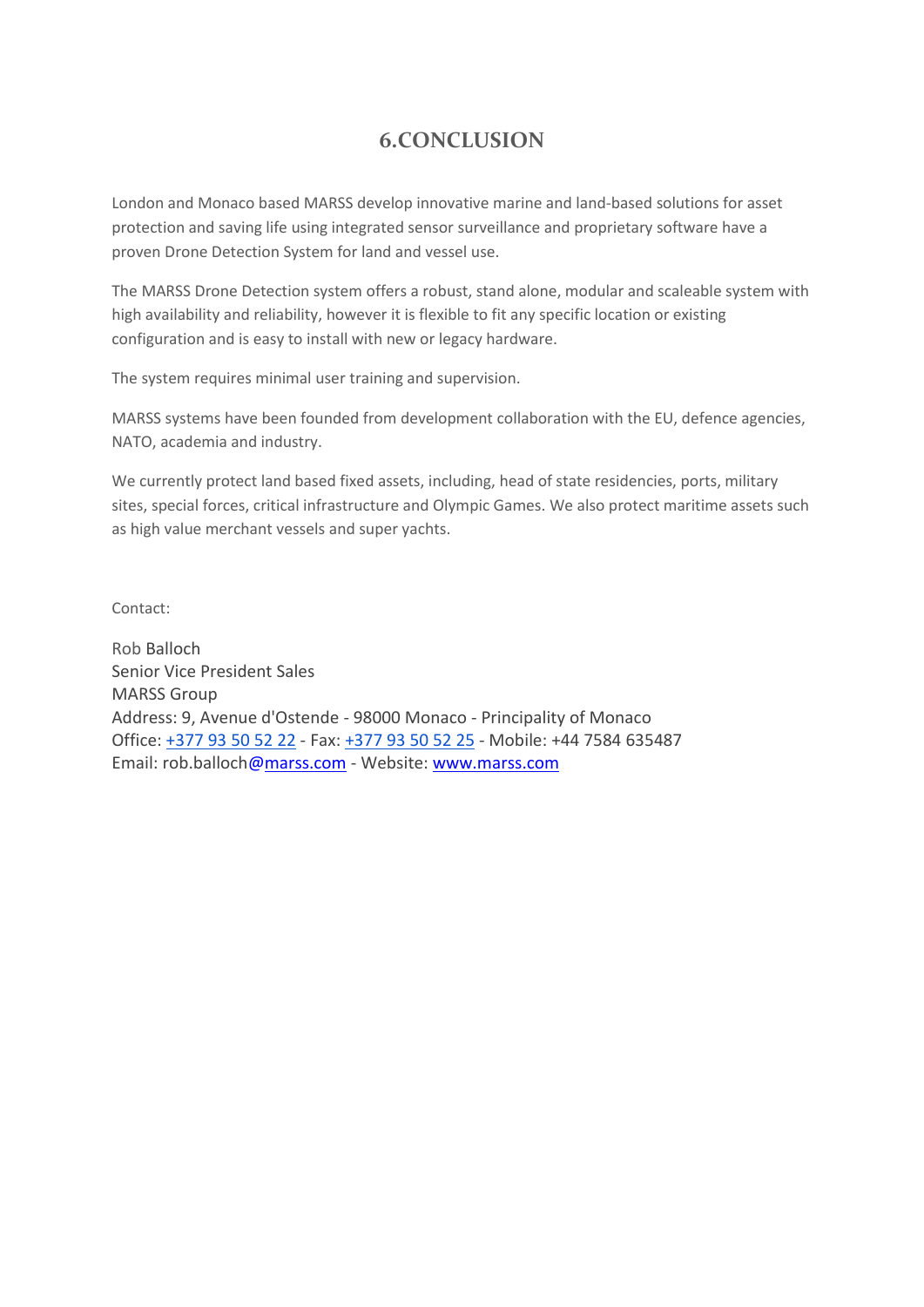## 6. CONCLUSION

London and Monaco based MARSS develop innovative marine and land-based solutions for asset protection and saving life using integrated sensor surveillance and proprietary software have a proven Drone Detection System for land and vessel use.

The MARSS Drone Detection system offers a robust, stand alone, modular and scaleable system with high availability and reliability, however it is flexible to fit any specific location or existing configuration and is easy to install with new or legacy hardware.

The system requires minimal user training and supervision.

MARSS systems have been founded from development collaboration with the EU, defence agencies, NATO, academia and industry.

We currently protect land based fixed assets, including, head of state residencies, ports, military sites, special forces, critical infrastructure and Olympic Games. We also protect maritime assets such as high value merchant vessels and super yachts.

Contact:

Rob Balloch
Senior Vice President Sales
MARSS Group
Address: 9, Avenue d'Ostende - 98000 Monaco - Principality of Monaco
Office: +377 93 50 52 22 - Fax: +377 93 50 52 25 - Mobile: +44 7584 635487
Email: rob.balloch@marss.com - Website: www.marss.com